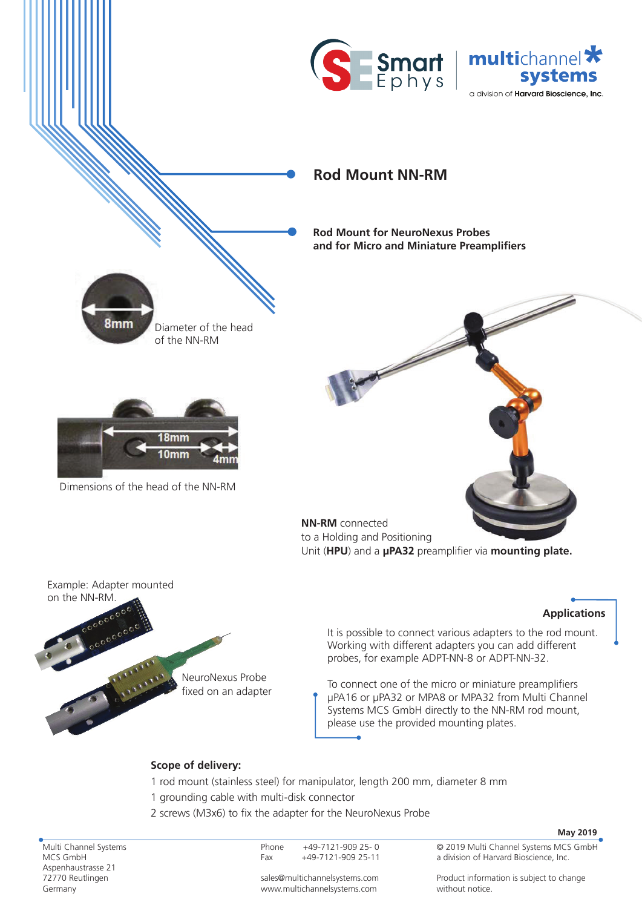# Rod Mount NN-RM

**Rod Mount for NeuroNexus Probes and for Micro and Miniature Preamplifiers**

Diameter of the head of the NN-RM

Dimensions of the head of the NN-RM

**NN-RM** connected to a Holding and Positioning Unit (**HPU**) and a **µPA32** preamplifier via **mounting plate.**

Example: Adapter mounted on the NN-RM.

NeuroNexus Probe fixed on an adapter

## Applications

It is possible to connect various adapters to the rod mount. Working with different adapters you can add different probes, for example ADPT-NN-8 or ADPT-NN-32.

To connect one of the micro or miniature preamplifiers µPA16 or µPA32 or MPA8 or MPA32 from Multi Channel Systems MCS GmbH directly to the NN-RM rod mount, please use the provided mounting plates.

**Scope of delivery:**

1 rod mount (stainless steel) for manipulator, length 200 mm, diameter 8 mm

1 grounding cable with multi-disk connector

2 screws (M3x6) to fix the adapter for the NeuroNexus Probe

**May 2019**

Multi Channel Systems
MCS GmbH
Aspenhaustrasse 21
72770 Reutlingen
Germany

Phone +49-7121-909 25- 0
Fax +49-7121-909 25-11

sales@multichannelsystems.com
www.multichannelsystems.com

© 2019 Multi Channel Systems MCS GmbH
a division of Harvard Bioscience, Inc.

Product information is subject to change without notice.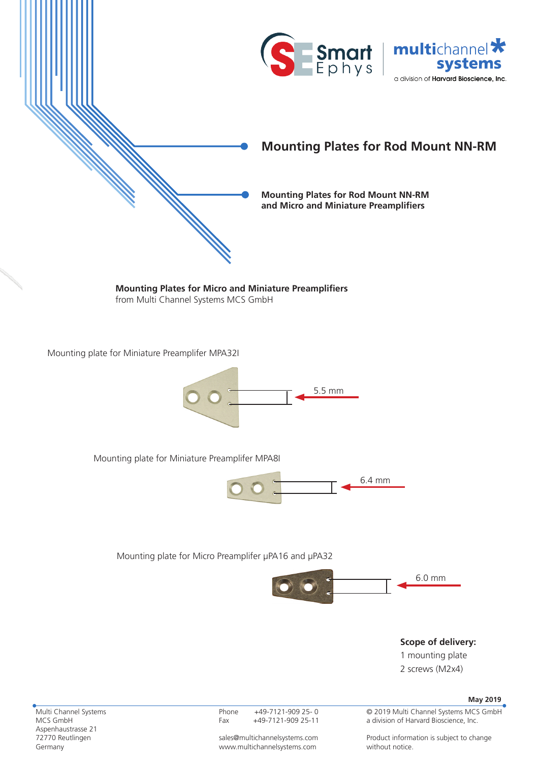# Mounting Plates for Rod Mount NN-RM

## Mounting Plates for Rod Mount NN-RM and Micro and Miniature Preamplifiers

**Mounting Plates for Micro and Miniature Preamplifiers**
from Multi Channel Systems MCS GmbH

Mounting plate for Miniature Preamplifer MPA32I

5.5 mm

Mounting plate for Miniature Preamplifer MPA8I

6.4 mm

Mounting plate for Micro Preamplifer µPA16 and µPA32

6.0 mm

**Scope of delivery:**
1 mounting plate
2 screws (M2x4)

**May 2019**

Multi Channel Systems
MCS GmbH
Aspenhaustrasse 21
72770 Reutlingen
Germany

Phone +49-7121-909 25- 0
Fax +49-7121-909 25-11

sales@multichannelsystems.com
www.multichannelsystems.com

© 2019 Multi Channel Systems MCS GmbH
a division of Harvard Bioscience, Inc.

Product information is subject to change without notice.